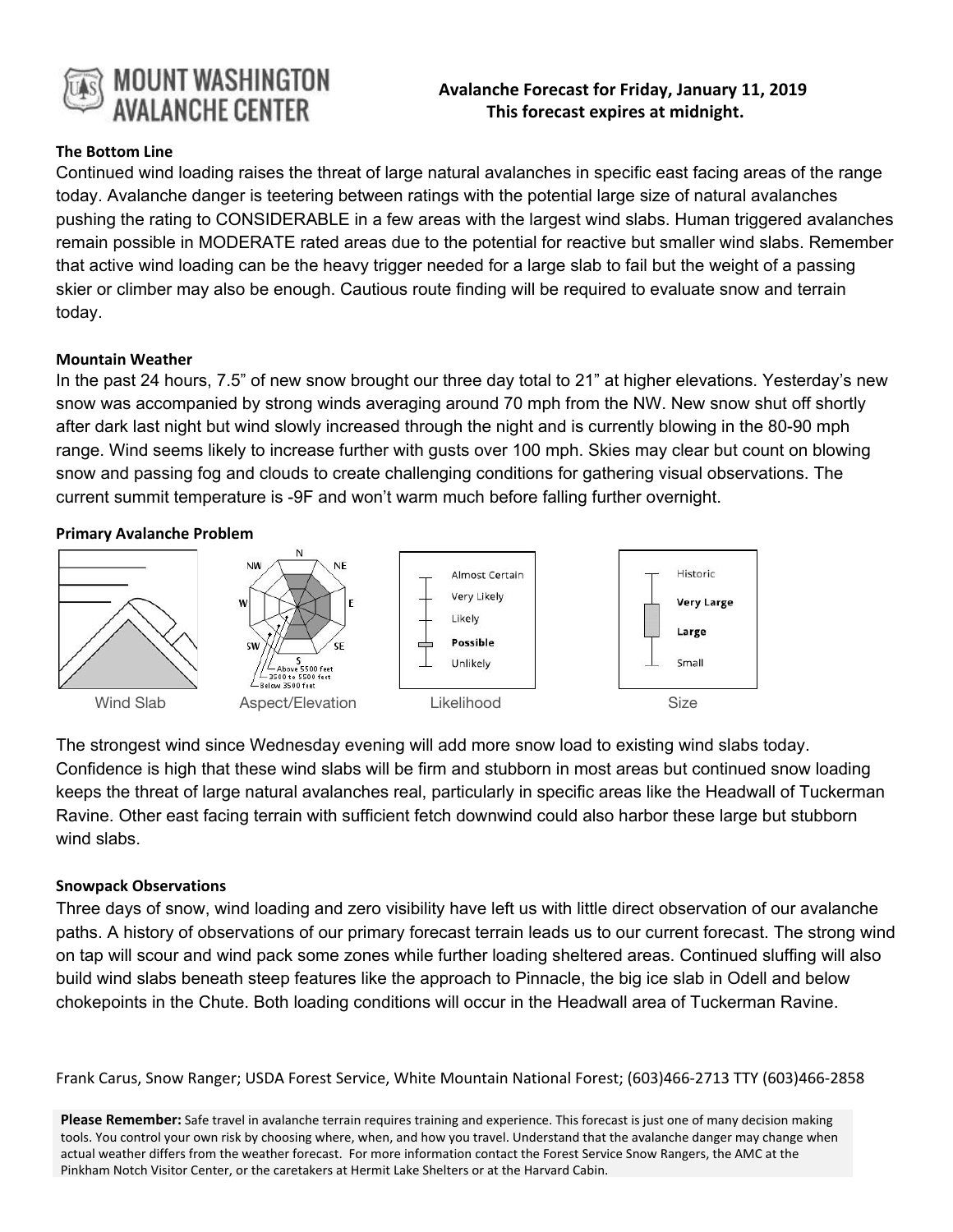# MOUNT WASHINGTON AVALANCHE CENTER

**Avalanche Forecast for Friday, January 11, 2019**
**This forecast expires at midnight.**

### The Bottom Line

Continued wind loading raises the threat of large natural avalanches in specific east facing areas of the range today. Avalanche danger is teetering between ratings with the potential large size of natural avalanches pushing the rating to CONSIDERABLE in a few areas with the largest wind slabs. Human triggered avalanches remain possible in MODERATE rated areas due to the potential for reactive but smaller wind slabs. Remember that active wind loading can be the heavy trigger needed for a large slab to fail but the weight of a passing skier or climber may also be enough. Cautious route finding will be required to evaluate snow and terrain today.

### Mountain Weather

In the past 24 hours, 7.5" of new snow brought our three day total to 21" at higher elevations. Yesterday's new snow was accompanied by strong winds averaging around 70 mph from the NW. New snow shut off shortly after dark last night but wind slowly increased through the night and is currently blowing in the 80-90 mph range. Wind seems likely to increase further with gusts over 100 mph. Skies may clear but count on blowing snow and passing fog and clouds to create challenging conditions for gathering visual observations. The current summit temperature is -9F and won't warm much before falling further overnight.

### Primary Avalanche Problem

Wind Slab | Aspect/Elevation (N, NE, E, SE, S, SW, W, NW; Above 5500 feet, 3500 to 5500 feet, Below 3500 feet) | Likelihood (Almost Certain, Very Likely, Likely, **Possible**, Unlikely) | Size (Historic, **Very Large**, **Large**, Small)

The strongest wind since Wednesday evening will add more snow load to existing wind slabs today. Confidence is high that these wind slabs will be firm and stubborn in most areas but continued snow loading keeps the threat of large natural avalanches real, particularly in specific areas like the Headwall of Tuckerman Ravine. Other east facing terrain with sufficient fetch downwind could also harbor these large but stubborn wind slabs.

### Snowpack Observations

Three days of snow, wind loading and zero visibility have left us with little direct observation of our avalanche paths. A history of observations of our primary forecast terrain leads us to our current forecast. The strong wind on tap will scour and wind pack some zones while further loading sheltered areas. Continued sluffing will also build wind slabs beneath steep features like the approach to Pinnacle, the big ice slab in Odell and below chokepoints in the Chute. Both loading conditions will occur in the Headwall area of Tuckerman Ravine.

Frank Carus, Snow Ranger; USDA Forest Service, White Mountain National Forest; (603)466-2713 TTY (603)466-2858

**Please Remember:** Safe travel in avalanche terrain requires training and experience. This forecast is just one of many decision making tools. You control your own risk by choosing where, when, and how you travel. Understand that the avalanche danger may change when actual weather differs from the weather forecast. For more information contact the Forest Service Snow Rangers, the AMC at the Pinkham Notch Visitor Center, or the caretakers at Hermit Lake Shelters or at the Harvard Cabin.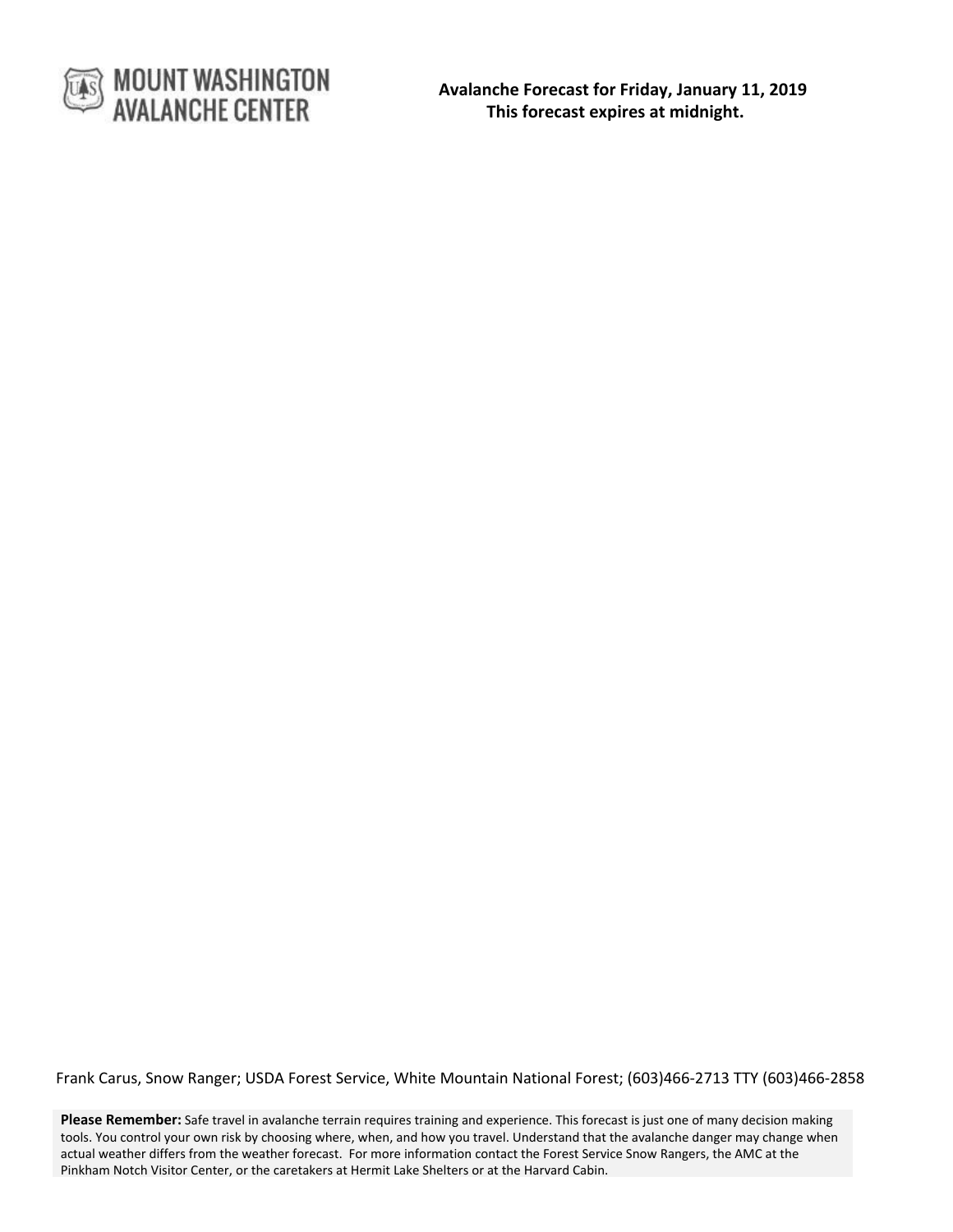Frank Carus, Snow Ranger; USDA Forest Service, White Mountain National Forest; (603)466-2713 TTY (603)466-2858

**Please Remember:** Safe travel in avalanche terrain requires training and experience. This forecast is just one of many decision making tools. You control your own risk by choosing where, when, and how you travel. Understand that the avalanche danger may change when actual weather differs from the weather forecast. For more information contact the Forest Service Snow Rangers, the AMC at the Pinkham Notch Visitor Center, or the caretakers at Hermit Lake Shelters or at the Harvard Cabin.